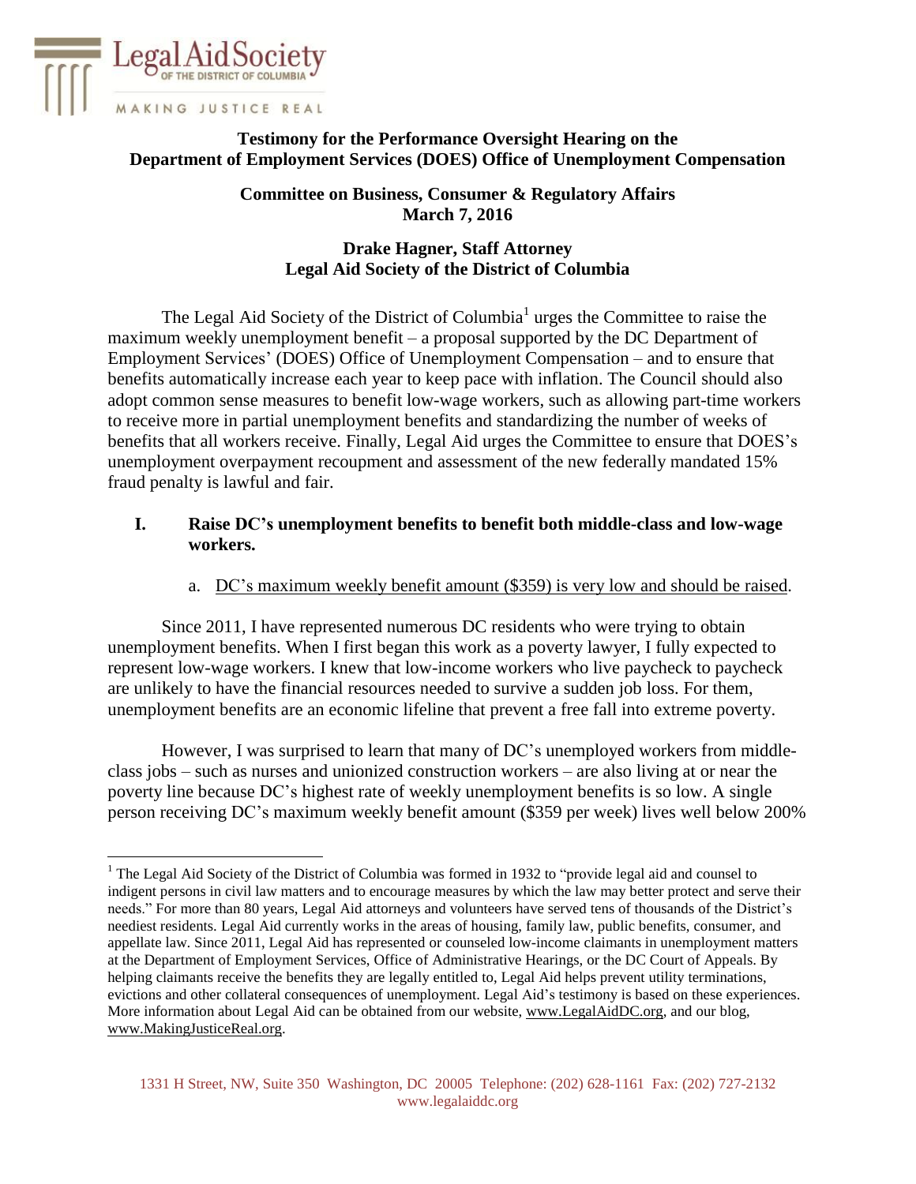Legal Aid Society OF THE DISTRICT OF COLUMBIA

MAKING JUSTICE REAL

**Testimony for the Performance Oversight Hearing on the Department of Employment Services (DOES) Office of Unemployment Compensation**

**Committee on Business, Consumer & Regulatory Affairs**
**March 7, 2016**

**Drake Hagner, Staff Attorney**
**Legal Aid Society of the District of Columbia**

The Legal Aid Society of the District of Columbia[1] urges the Committee to raise the maximum weekly unemployment benefit – a proposal supported by the DC Department of Employment Services' (DOES) Office of Unemployment Compensation – and to ensure that benefits automatically increase each year to keep pace with inflation. The Council should also adopt common sense measures to benefit low-wage workers, such as allowing part-time workers to receive more in partial unemployment benefits and standardizing the number of weeks of benefits that all workers receive. Finally, Legal Aid urges the Committee to ensure that DOES's unemployment overpayment recoupment and assessment of the new federally mandated 15% fraud penalty is lawful and fair.

## I. Raise DC's unemployment benefits to benefit both middle-class and low-wage workers.

### a. DC's maximum weekly benefit amount ($359) is very low and should be raised.

Since 2011, I have represented numerous DC residents who were trying to obtain unemployment benefits. When I first began this work as a poverty lawyer, I fully expected to represent low-wage workers. I knew that low-income workers who live paycheck to paycheck are unlikely to have the financial resources needed to survive a sudden job loss. For them, unemployment benefits are an economic lifeline that prevent a free fall into extreme poverty.

However, I was surprised to learn that many of DC's unemployed workers from middle-class jobs – such as nurses and unionized construction workers – are also living at or near the poverty line because DC's highest rate of weekly unemployment benefits is so low. A single person receiving DC's maximum weekly benefit amount ($359 per week) lives well below 200%

---

[1] The Legal Aid Society of the District of Columbia was formed in 1932 to "provide legal aid and counsel to indigent persons in civil law matters and to encourage measures by which the law may better protect and serve their needs." For more than 80 years, Legal Aid attorneys and volunteers have served tens of thousands of the District's neediest residents. Legal Aid currently works in the areas of housing, family law, public benefits, consumer, and appellate law. Since 2011, Legal Aid has represented or counseled low-income claimants in unemployment matters at the Department of Employment Services, Office of Administrative Hearings, or the DC Court of Appeals. By helping claimants receive the benefits they are legally entitled to, Legal Aid helps prevent utility terminations, evictions and other collateral consequences of unemployment. Legal Aid's testimony is based on these experiences. More information about Legal Aid can be obtained from our website, www.LegalAidDC.org, and our blog, www.MakingJusticeReal.org.

1331 H Street, NW, Suite 350 Washington, DC 20005 Telephone: (202) 628-1161 Fax: (202) 727-2132
www.legalaiddc.org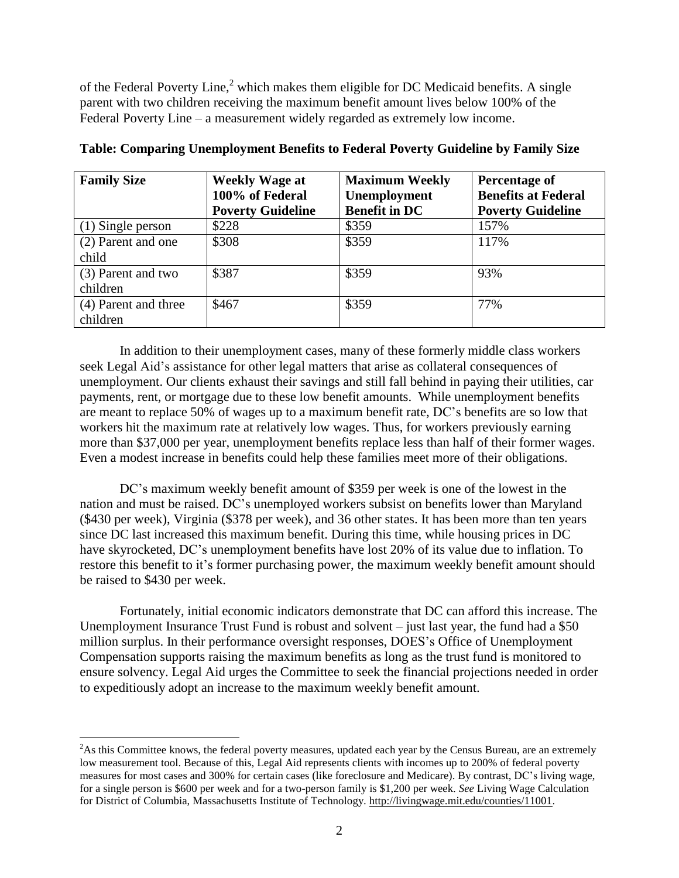of the Federal Poverty Line,[2] which makes them eligible for DC Medicaid benefits. A single parent with two children receiving the maximum benefit amount lives below 100% of the Federal Poverty Line – a measurement widely regarded as extremely low income.

**Table: Comparing Unemployment Benefits to Federal Poverty Guideline by Family Size**

| Family Size | Weekly Wage at 100% of Federal Poverty Guideline | Maximum Weekly Unemployment Benefit in DC | Percentage of Benefits at Federal Poverty Guideline |
|---|---|---|---|
| (1) Single person | $228 | $359 | 157% |
| (2) Parent and one child | $308 | $359 | 117% |
| (3) Parent and two children | $387 | $359 | 93% |
| (4) Parent and three children | $467 | $359 | 77% |

In addition to their unemployment cases, many of these formerly middle class workers seek Legal Aid's assistance for other legal matters that arise as collateral consequences of unemployment. Our clients exhaust their savings and still fall behind in paying their utilities, car payments, rent, or mortgage due to these low benefit amounts. While unemployment benefits are meant to replace 50% of wages up to a maximum benefit rate, DC's benefits are so low that workers hit the maximum rate at relatively low wages. Thus, for workers previously earning more than $37,000 per year, unemployment benefits replace less than half of their former wages. Even a modest increase in benefits could help these families meet more of their obligations.

DC's maximum weekly benefit amount of $359 per week is one of the lowest in the nation and must be raised. DC's unemployed workers subsist on benefits lower than Maryland ($430 per week), Virginia ($378 per week), and 36 other states. It has been more than ten years since DC last increased this maximum benefit. During this time, while housing prices in DC have skyrocketed, DC's unemployment benefits have lost 20% of its value due to inflation. To restore this benefit to it's former purchasing power, the maximum weekly benefit amount should be raised to $430 per week.

Fortunately, initial economic indicators demonstrate that DC can afford this increase. The Unemployment Insurance Trust Fund is robust and solvent – just last year, the fund had a $50 million surplus. In their performance oversight responses, DOES's Office of Unemployment Compensation supports raising the maximum benefits as long as the trust fund is monitored to ensure solvency. Legal Aid urges the Committee to seek the financial projections needed in order to expeditiously adopt an increase to the maximum weekly benefit amount.

---

[2] As this Committee knows, the federal poverty measures, updated each year by the Census Bureau, are an extremely low measurement tool. Because of this, Legal Aid represents clients with incomes up to 200% of federal poverty measures for most cases and 300% for certain cases (like foreclosure and Medicare). By contrast, DC's living wage, for a single person is $600 per week and for a two-person family is $1,200 per week. *See* Living Wage Calculation for District of Columbia, Massachusetts Institute of Technology. http://livingwage.mit.edu/counties/11001.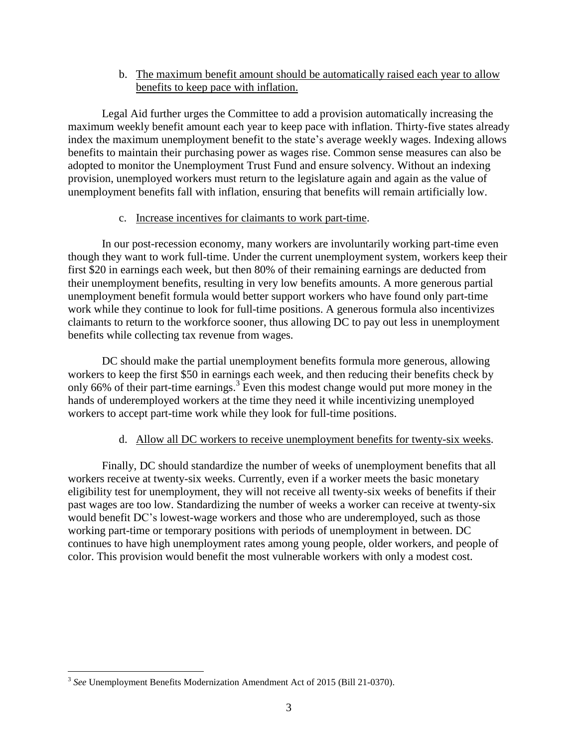b. The maximum benefit amount should be automatically raised each year to allow benefits to keep pace with inflation.

Legal Aid further urges the Committee to add a provision automatically increasing the maximum weekly benefit amount each year to keep pace with inflation. Thirty-five states already index the maximum unemployment benefit to the state's average weekly wages. Indexing allows benefits to maintain their purchasing power as wages rise. Common sense measures can also be adopted to monitor the Unemployment Trust Fund and ensure solvency. Without an indexing provision, unemployed workers must return to the legislature again and again as the value of unemployment benefits fall with inflation, ensuring that benefits will remain artificially low.

c. Increase incentives for claimants to work part-time.

In our post-recession economy, many workers are involuntarily working part-time even though they want to work full-time. Under the current unemployment system, workers keep their first $20 in earnings each week, but then 80% of their remaining earnings are deducted from their unemployment benefits, resulting in very low benefits amounts. A more generous partial unemployment benefit formula would better support workers who have found only part-time work while they continue to look for full-time positions. A generous formula also incentivizes claimants to return to the workforce sooner, thus allowing DC to pay out less in unemployment benefits while collecting tax revenue from wages.

DC should make the partial unemployment benefits formula more generous, allowing workers to keep the first $50 in earnings each week, and then reducing their benefits check by only 66% of their part-time earnings.[3] Even this modest change would put more money in the hands of underemployed workers at the time they need it while incentivizing unemployed workers to accept part-time work while they look for full-time positions.

d. Allow all DC workers to receive unemployment benefits for twenty-six weeks.

Finally, DC should standardize the number of weeks of unemployment benefits that all workers receive at twenty-six weeks. Currently, even if a worker meets the basic monetary eligibility test for unemployment, they will not receive all twenty-six weeks of benefits if their past wages are too low. Standardizing the number of weeks a worker can receive at twenty-six would benefit DC's lowest-wage workers and those who are underemployed, such as those working part-time or temporary positions with periods of unemployment in between. DC continues to have high unemployment rates among young people, older workers, and people of color. This provision would benefit the most vulnerable workers with only a modest cost.

---

[3] *See* Unemployment Benefits Modernization Amendment Act of 2015 (Bill 21-0370).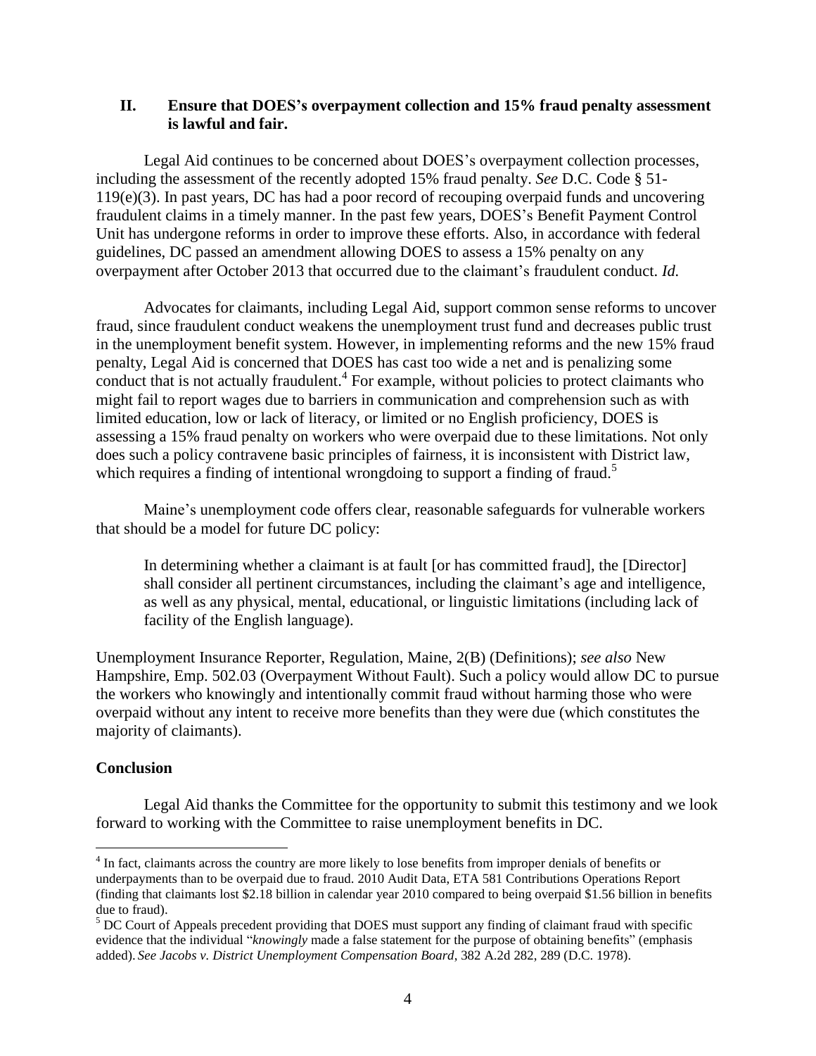## II. Ensure that DOES's overpayment collection and 15% fraud penalty assessment is lawful and fair.

Legal Aid continues to be concerned about DOES's overpayment collection processes, including the assessment of the recently adopted 15% fraud penalty. *See* D.C. Code § 51-119(e)(3). In past years, DC has had a poor record of recouping overpaid funds and uncovering fraudulent claims in a timely manner. In the past few years, DOES's Benefit Payment Control Unit has undergone reforms in order to improve these efforts. Also, in accordance with federal guidelines, DC passed an amendment allowing DOES to assess a 15% penalty on any overpayment after October 2013 that occurred due to the claimant's fraudulent conduct. *Id.*

Advocates for claimants, including Legal Aid, support common sense reforms to uncover fraud, since fraudulent conduct weakens the unemployment trust fund and decreases public trust in the unemployment benefit system. However, in implementing reforms and the new 15% fraud penalty, Legal Aid is concerned that DOES has cast too wide a net and is penalizing some conduct that is not actually fraudulent.[4] For example, without policies to protect claimants who might fail to report wages due to barriers in communication and comprehension such as with limited education, low or lack of literacy, or limited or no English proficiency, DOES is assessing a 15% fraud penalty on workers who were overpaid due to these limitations. Not only does such a policy contravene basic principles of fairness, it is inconsistent with District law, which requires a finding of intentional wrongdoing to support a finding of fraud.[5]

Maine's unemployment code offers clear, reasonable safeguards for vulnerable workers that should be a model for future DC policy:

> In determining whether a claimant is at fault [or has committed fraud], the [Director] shall consider all pertinent circumstances, including the claimant's age and intelligence, as well as any physical, mental, educational, or linguistic limitations (including lack of facility of the English language).

Unemployment Insurance Reporter, Regulation, Maine, 2(B) (Definitions); *see also* New Hampshire, Emp. 502.03 (Overpayment Without Fault). Such a policy would allow DC to pursue the workers who knowingly and intentionally commit fraud without harming those who were overpaid without any intent to receive more benefits than they were due (which constitutes the majority of claimants).

### Conclusion

Legal Aid thanks the Committee for the opportunity to submit this testimony and we look forward to working with the Committee to raise unemployment benefits in DC.

---

[4] In fact, claimants across the country are more likely to lose benefits from improper denials of benefits or underpayments than to be overpaid due to fraud. 2010 Audit Data, ETA 581 Contributions Operations Report (finding that claimants lost $2.18 billion in calendar year 2010 compared to being overpaid $1.56 billion in benefits due to fraud).

[5] DC Court of Appeals precedent providing that DOES must support any finding of claimant fraud with specific evidence that the individual "*knowingly* made a false statement for the purpose of obtaining benefits" (emphasis added). *See Jacobs v. District Unemployment Compensation Board*, 382 A.2d 282, 289 (D.C. 1978).